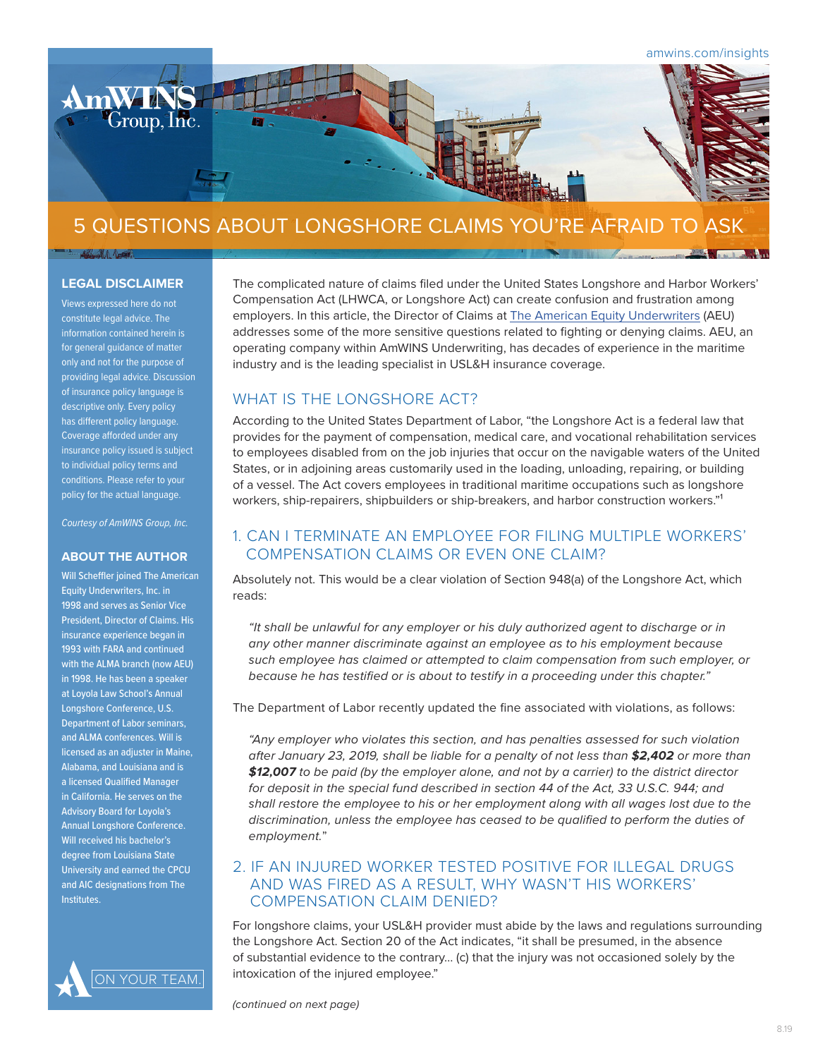# 5 QUESTIONS ABOUT LONGSHORE CLAIMS YOU'RE AFRAID TO ASK

The complicated nature of claims filed under the United States Longshore and Harbor Workers' Compensation Act (LHWCA, or Longshore Act) can create confusion and frustration among employers. In this article, the Director of Claims at The American Equity Underwriters (AEU) addresses some of the more sensitive questions related to fighting or denying claims. AEU, an operating company within AmWINS Underwriting, has decades of experience in the maritime industry and is the leading specialist in USL&H insurance coverage.

## WHAT IS THE LONGSHORE ACT?

According to the United States Department of Labor, "the Longshore Act is a federal law that provides for the payment of compensation, medical care, and vocational rehabilitation services to employees disabled from on the job injuries that occur on the navigable waters of the United States, or in adjoining areas customarily used in the loading, unloading, repairing, or building of a vessel. The Act covers employees in traditional maritime occupations such as longshore workers, ship-repairers, shipbuilders or ship-breakers, and harbor construction workers."[1]

## 1. CAN I TERMINATE AN EMPLOYEE FOR FILING MULTIPLE WORKERS' COMPENSATION CLAIMS OR EVEN ONE CLAIM?

Absolutely not. This would be a clear violation of Section 948(a) of the Longshore Act, which reads:

> *"It shall be unlawful for any employer or his duly authorized agent to discharge or in any other manner discriminate against an employee as to his employment because such employee has claimed or attempted to claim compensation from such employer, or because he has testified or is about to testify in a proceeding under this chapter."*

The Department of Labor recently updated the fine associated with violations, as follows:

> *"Any employer who violates this section, and has penalties assessed for such violation after January 23, 2019, shall be liable for a penalty of not less than **$2,402** or more than **$12,007** to be paid (by the employer alone, and not by a carrier) to the district director for deposit in the special fund described in section 44 of the Act, 33 U.S.C. 944; and shall restore the employee to his or her employment along with all wages lost due to the discrimination, unless the employee has ceased to be qualified to perform the duties of employment."*

## 2. IF AN INJURED WORKER TESTED POSITIVE FOR ILLEGAL DRUGS AND WAS FIRED AS A RESULT, WHY WASN'T HIS WORKERS' COMPENSATION CLAIM DENIED?

For longshore claims, your USL&H provider must abide by the laws and regulations surrounding the Longshore Act. Section 20 of the Act indicates, "it shall be presumed, in the absence of substantial evidence to the contrary... (c) that the injury was not occasioned solely by the intoxication of the injured employee."

*(continued on next page)*

### LEGAL DISCLAIMER

Views expressed here do not constitute legal advice. The information contained herein is for general guidance of matter only and not for the purpose of providing legal advice. Discussion of insurance policy language is descriptive only. Every policy has different policy language. Coverage afforded under any insurance policy issued is subject to individual policy terms and conditions. Please refer to your policy for the actual language.

*Courtesy of AmWINS Group, Inc.*

### ABOUT THE AUTHOR

Will Scheffler joined The American Equity Underwriters, Inc. in 1998 and serves as Senior Vice President, Director of Claims. His insurance experience began in 1993 with FARA and continued with the ALMA branch (now AEU) in 1998. He has been a speaker at Loyola Law School's Annual Longshore Conference, U.S. Department of Labor seminars, and ALMA conferences. Will is licensed as an adjuster in Maine, Alabama, and Louisiana and is a licensed Qualified Manager in California. He serves on the Advisory Board for Loyola's Annual Longshore Conference. Will received his bachelor's degree from Louisiana State University and earned the CPCU and AIC designations from The Institutes.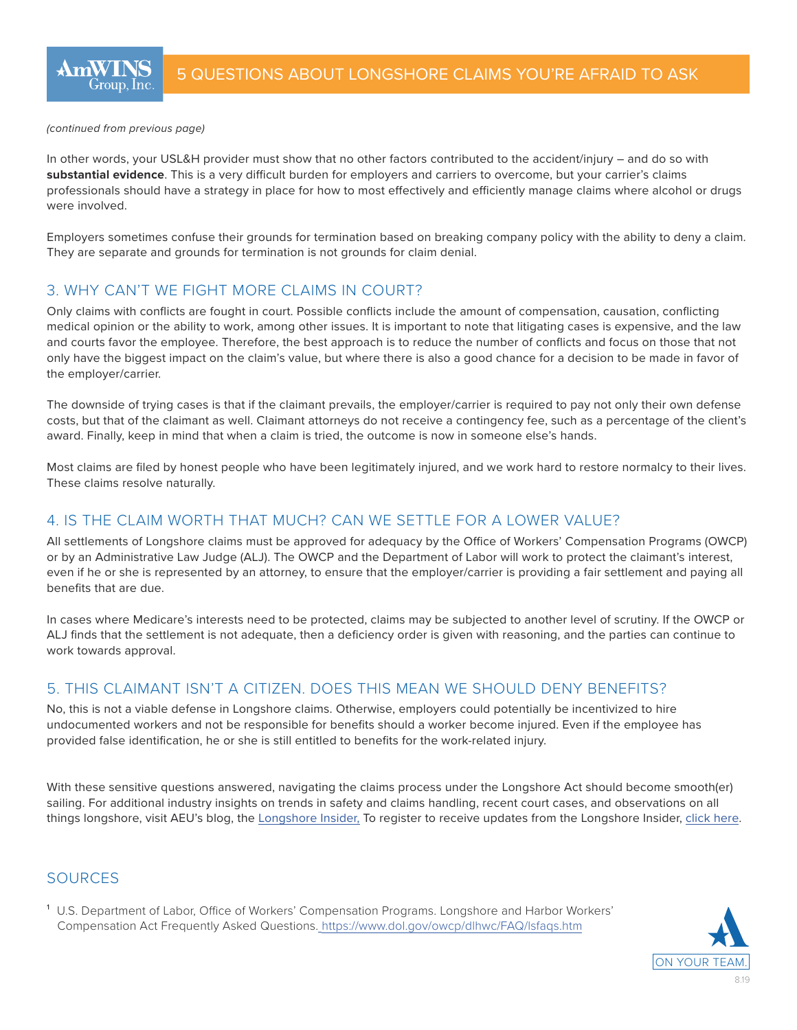*(continued from previous page)*

In other words, your USL&H provider must show that no other factors contributed to the accident/injury – and do so with **substantial evidence**. This is a very difficult burden for employers and carriers to overcome, but your carrier's claims professionals should have a strategy in place for how to most effectively and efficiently manage claims where alcohol or drugs were involved.

Employers sometimes confuse their grounds for termination based on breaking company policy with the ability to deny a claim. They are separate and grounds for termination is not grounds for claim denial.

## 3. WHY CAN'T WE FIGHT MORE CLAIMS IN COURT?

Only claims with conflicts are fought in court. Possible conflicts include the amount of compensation, causation, conflicting medical opinion or the ability to work, among other issues. It is important to note that litigating cases is expensive, and the law and courts favor the employee. Therefore, the best approach is to reduce the number of conflicts and focus on those that not only have the biggest impact on the claim's value, but where there is also a good chance for a decision to be made in favor of the employer/carrier.

The downside of trying cases is that if the claimant prevails, the employer/carrier is required to pay not only their own defense costs, but that of the claimant as well. Claimant attorneys do not receive a contingency fee, such as a percentage of the client's award. Finally, keep in mind that when a claim is tried, the outcome is now in someone else's hands.

Most claims are filed by honest people who have been legitimately injured, and we work hard to restore normalcy to their lives. These claims resolve naturally.

## 4. IS THE CLAIM WORTH THAT MUCH? CAN WE SETTLE FOR A LOWER VALUE?

All settlements of Longshore claims must be approved for adequacy by the Office of Workers' Compensation Programs (OWCP) or by an Administrative Law Judge (ALJ). The OWCP and the Department of Labor will work to protect the claimant's interest, even if he or she is represented by an attorney, to ensure that the employer/carrier is providing a fair settlement and paying all benefits that are due.

In cases where Medicare's interests need to be protected, claims may be subjected to another level of scrutiny. If the OWCP or ALJ finds that the settlement is not adequate, then a deficiency order is given with reasoning, and the parties can continue to work towards approval.

## 5. THIS CLAIMANT ISN'T A CITIZEN. DOES THIS MEAN WE SHOULD DENY BENEFITS?

No, this is not a viable defense in Longshore claims. Otherwise, employers could potentially be incentivized to hire undocumented workers and not be responsible for benefits should a worker become injured. Even if the employee has provided false identification, he or she is still entitled to benefits for the work-related injury.

With these sensitive questions answered, navigating the claims process under the Longshore Act should become smooth(er) sailing. For additional industry insights on trends in safety and claims handling, recent court cases, and observations on all things longshore, visit AEU's blog, the Longshore Insider, To register to receive updates from the Longshore Insider, click here.

## SOURCES

[1] U.S. Department of Labor, Office of Workers' Compensation Programs. Longshore and Harbor Workers' Compensation Act Frequently Asked Questions. https://www.dol.gov/owcp/dlhwc/FAQ/lsfaqs.htm

ON YOUR TEAM.